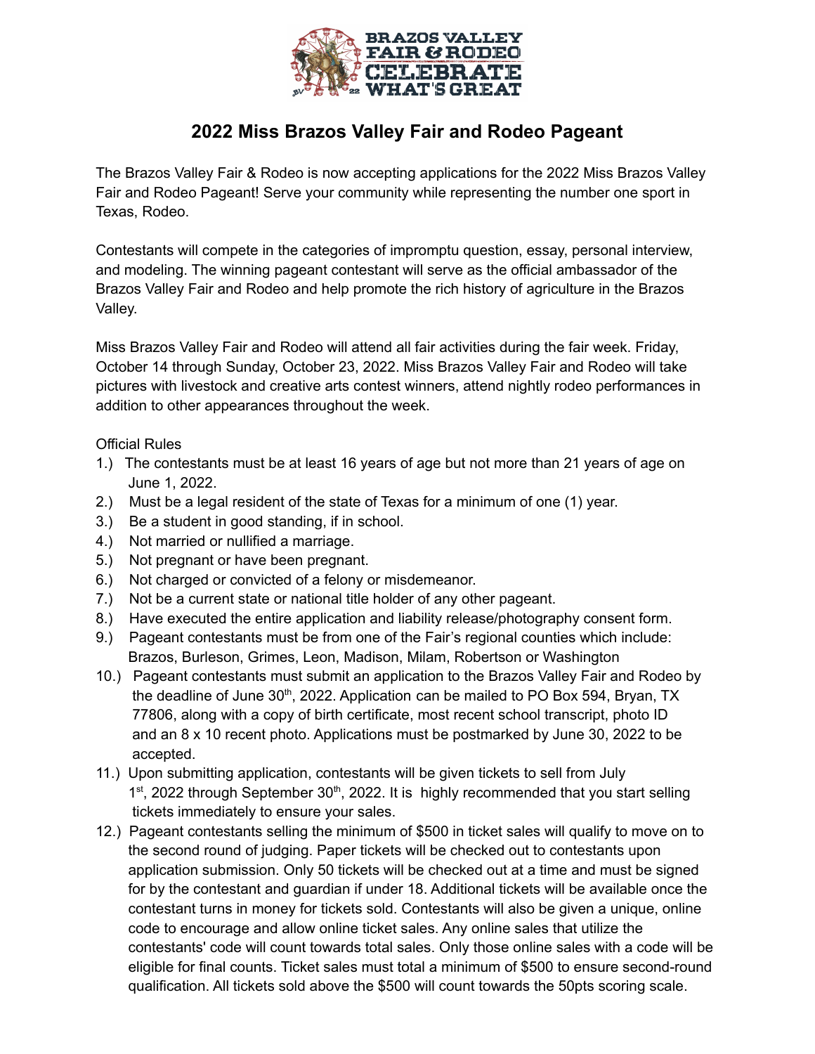# 2022 Miss Brazos Valley Fair and Rodeo Pageant

The Brazos Valley Fair & Rodeo is now accepting applications for the 2022 Miss Brazos Valley Fair and Rodeo Pageant! Serve your community while representing the number one sport in Texas, Rodeo.

Contestants will compete in the categories of impromptu question, essay, personal interview, and modeling. The winning pageant contestant will serve as the official ambassador of the Brazos Valley Fair and Rodeo and help promote the rich history of agriculture in the Brazos Valley.

Miss Brazos Valley Fair and Rodeo will attend all fair activities during the fair week. Friday, October 14 through Sunday, October 23, 2022. Miss Brazos Valley Fair and Rodeo will take pictures with livestock and creative arts contest winners, attend nightly rodeo performances in addition to other appearances throughout the week.

Official Rules

1.) The contestants must be at least 16 years of age but not more than 21 years of age on June 1, 2022.
2.) Must be a legal resident of the state of Texas for a minimum of one (1) year.
3.) Be a student in good standing, if in school.
4.) Not married or nullified a marriage.
5.) Not pregnant or have been pregnant.
6.) Not charged or convicted of a felony or misdemeanor.
7.) Not be a current state or national title holder of any other pageant.
8.) Have executed the entire application and liability release/photography consent form.
9.) Pageant contestants must be from one of the Fair's regional counties which include: Brazos, Burleson, Grimes, Leon, Madison, Milam, Robertson or Washington
10.) Pageant contestants must submit an application to the Brazos Valley Fair and Rodeo by the deadline of June 30th, 2022. Application can be mailed to PO Box 594, Bryan, TX 77806, along with a copy of birth certificate, most recent school transcript, photo ID and an 8 x 10 recent photo. Applications must be postmarked by June 30, 2022 to be accepted.
11.) Upon submitting application, contestants will be given tickets to sell from July 1st, 2022 through September 30th, 2022. It is highly recommended that you start selling tickets immediately to ensure your sales.
12.) Pageant contestants selling the minimum of $500 in ticket sales will qualify to move on to the second round of judging. Paper tickets will be checked out to contestants upon application submission. Only 50 tickets will be checked out at a time and must be signed for by the contestant and guardian if under 18. Additional tickets will be available once the contestant turns in money for tickets sold. Contestants will also be given a unique, online code to encourage and allow online ticket sales. Any online sales that utilize the contestants' code will count towards total sales. Only those online sales with a code will be eligible for final counts. Ticket sales must total a minimum of $500 to ensure second-round qualification. All tickets sold above the $500 will count towards the 50pts scoring scale.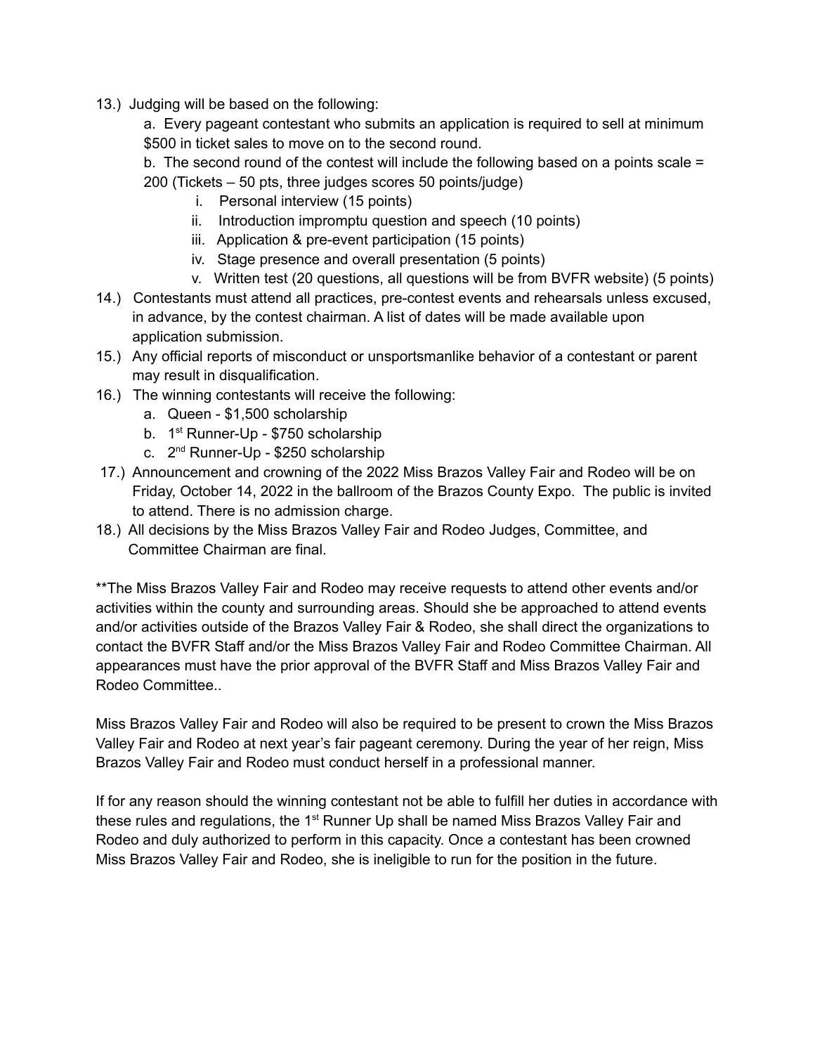13.) Judging will be based on the following:

a. Every pageant contestant who submits an application is required to sell at minimum $500 in ticket sales to move on to the second round.

b. The second round of the contest will include the following based on a points scale = 200 (Tickets – 50 pts, three judges scores 50 points/judge)

i. Personal interview (15 points)
ii. Introduction impromptu question and speech (10 points)
iii. Application & pre-event participation (15 points)
iv. Stage presence and overall presentation (5 points)
v. Written test (20 questions, all questions will be from BVFR website) (5 points)

14.) Contestants must attend all practices, pre-contest events and rehearsals unless excused, in advance, by the contest chairman. A list of dates will be made available upon application submission.

15.) Any official reports of misconduct or unsportsmanlike behavior of a contestant or parent may result in disqualification.

16.) The winning contestants will receive the following:

a. Queen - $1,500 scholarship
b. 1st Runner-Up - $750 scholarship
c. 2nd Runner-Up - $250 scholarship

17.) Announcement and crowning of the 2022 Miss Brazos Valley Fair and Rodeo will be on Friday, October 14, 2022 in the ballroom of the Brazos County Expo. The public is invited to attend. There is no admission charge.

18.) All decisions by the Miss Brazos Valley Fair and Rodeo Judges, Committee, and Committee Chairman are final.

**The Miss Brazos Valley Fair and Rodeo may receive requests to attend other events and/or activities within the county and surrounding areas. Should she be approached to attend events and/or activities outside of the Brazos Valley Fair & Rodeo, she shall direct the organizations to contact the BVFR Staff and/or the Miss Brazos Valley Fair and Rodeo Committee Chairman. All appearances must have the prior approval of the BVFR Staff and Miss Brazos Valley Fair and Rodeo Committee..

Miss Brazos Valley Fair and Rodeo will also be required to be present to crown the Miss Brazos Valley Fair and Rodeo at next year's fair pageant ceremony. During the year of her reign, Miss Brazos Valley Fair and Rodeo must conduct herself in a professional manner.

If for any reason should the winning contestant not be able to fulfill her duties in accordance with these rules and regulations, the 1st Runner Up shall be named Miss Brazos Valley Fair and Rodeo and duly authorized to perform in this capacity. Once a contestant has been crowned Miss Brazos Valley Fair and Rodeo, she is ineligible to run for the position in the future.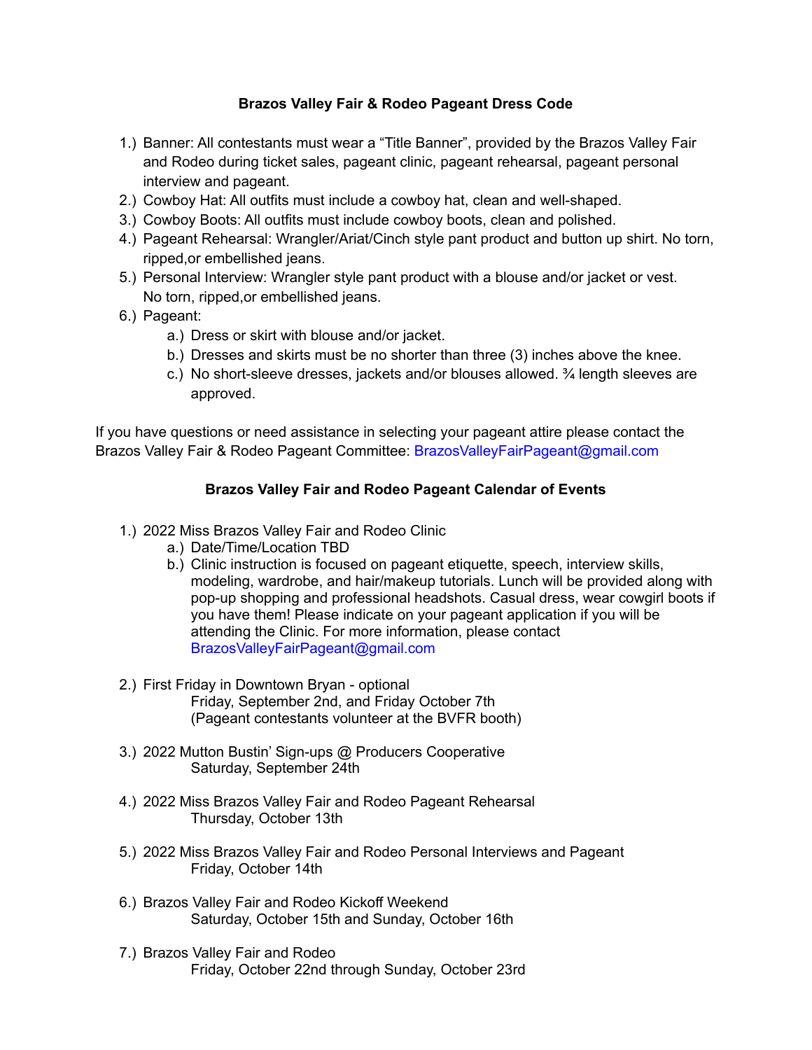**Brazos Valley Fair & Rodeo Pageant Dress Code**

1.) Banner: All contestants must wear a "Title Banner", provided by the Brazos Valley Fair and Rodeo during ticket sales, pageant clinic, pageant rehearsal, pageant personal interview and pageant.
2.) Cowboy Hat: All outfits must include a cowboy hat, clean and well-shaped.
3.) Cowboy Boots: All outfits must include cowboy boots, clean and polished.
4.) Pageant Rehearsal: Wrangler/Ariat/Cinch style pant product and button up shirt. No torn, ripped,or embellished jeans.
5.) Personal Interview: Wrangler style pant product with a blouse and/or jacket or vest. No torn, ripped,or embellished jeans.
6.) Pageant:
    a.) Dress or skirt with blouse and/or jacket.
    b.) Dresses and skirts must be no shorter than three (3) inches above the knee.
    c.) No short-sleeve dresses, jackets and/or blouses allowed. ¾ length sleeves are approved.

If you have questions or need assistance in selecting your pageant attire please contact the Brazos Valley Fair & Rodeo Pageant Committee: BrazosValleyFairPageant@gmail.com

**Brazos Valley Fair and Rodeo Pageant Calendar of Events**

1.) 2022 Miss Brazos Valley Fair and Rodeo Clinic
    a.) Date/Time/Location TBD
    b.) Clinic instruction is focused on pageant etiquette, speech, interview skills, modeling, wardrobe, and hair/makeup tutorials. Lunch will be provided along with pop-up shopping and professional headshots. Casual dress, wear cowgirl boots if you have them! Please indicate on your pageant application if you will be attending the Clinic. For more information, please contact BrazosValleyFairPageant@gmail.com

2.) First Friday in Downtown Bryan - optional
    Friday, September 2nd, and Friday October 7th
    (Pageant contestants volunteer at the BVFR booth)

3.) 2022 Mutton Bustin' Sign-ups @ Producers Cooperative
    Saturday, September 24th

4.) 2022 Miss Brazos Valley Fair and Rodeo Pageant Rehearsal
    Thursday, October 13th

5.) 2022 Miss Brazos Valley Fair and Rodeo Personal Interviews and Pageant
    Friday, October 14th

6.) Brazos Valley Fair and Rodeo Kickoff Weekend
    Saturday, October 15th and Sunday, October 16th

7.) Brazos Valley Fair and Rodeo
    Friday, October 22nd through Sunday, October 23rd